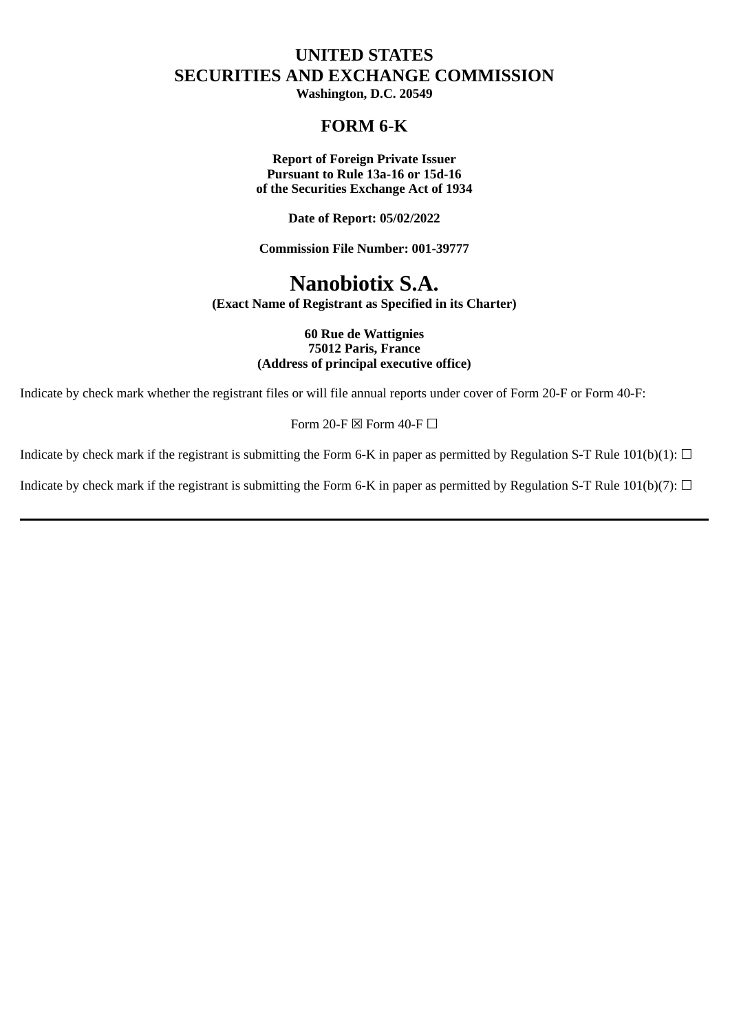# UNITED STATES
# SECURITIES AND EXCHANGE COMMISSION

**Washington, D.C. 20549**

## FORM 6-K

**Report of Foreign Private Issuer**
**Pursuant to Rule 13a-16 or 15d-16**
**of the Securities Exchange Act of 1934**

**Date of Report: 05/02/2022**

**Commission File Number: 001-39777**

# Nanobiotix S.A.

**(Exact Name of Registrant as Specified in its Charter)**

**60 Rue de Wattignies**
**75012 Paris, France**
**(Address of principal executive office)**

Indicate by check mark whether the registrant files or will file annual reports under cover of Form 20-F or Form 40-F:

Form 20-F ☒ Form 40-F ☐

Indicate by check mark if the registrant is submitting the Form 6-K in paper as permitted by Regulation S-T Rule 101(b)(1): ☐

Indicate by check mark if the registrant is submitting the Form 6-K in paper as permitted by Regulation S-T Rule 101(b)(7): ☐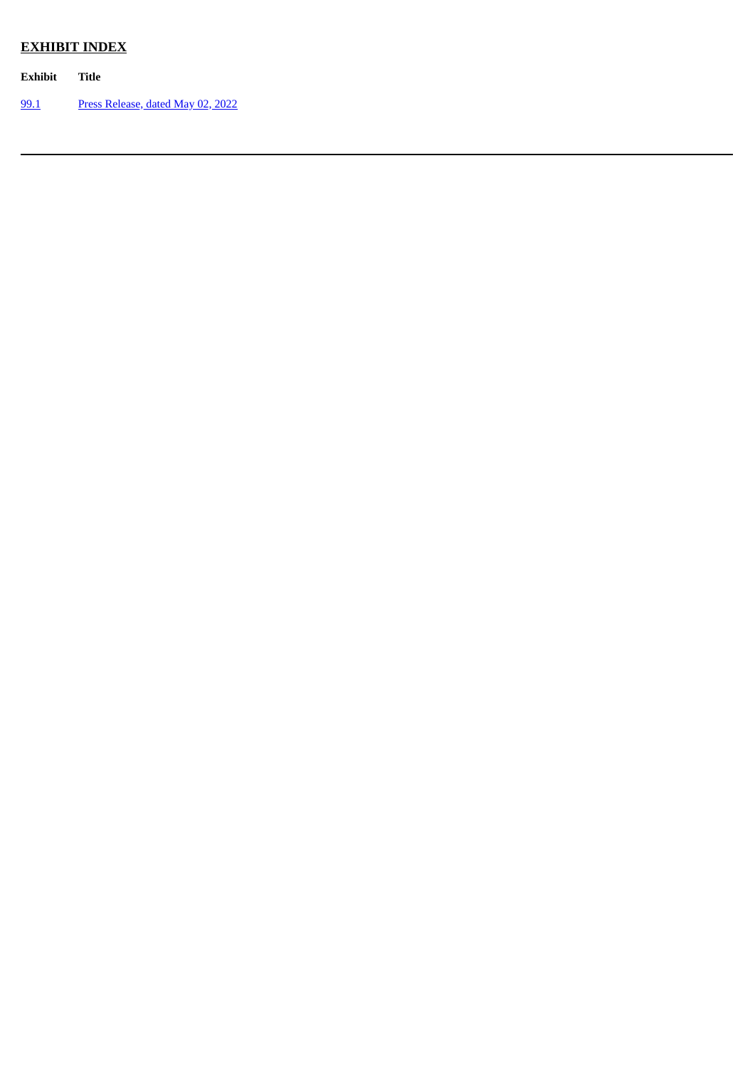## EXHIBIT INDEX

| Exhibit | Title |
| --- | --- |
| 99.1 | Press Release, dated May 02, 2022 |

---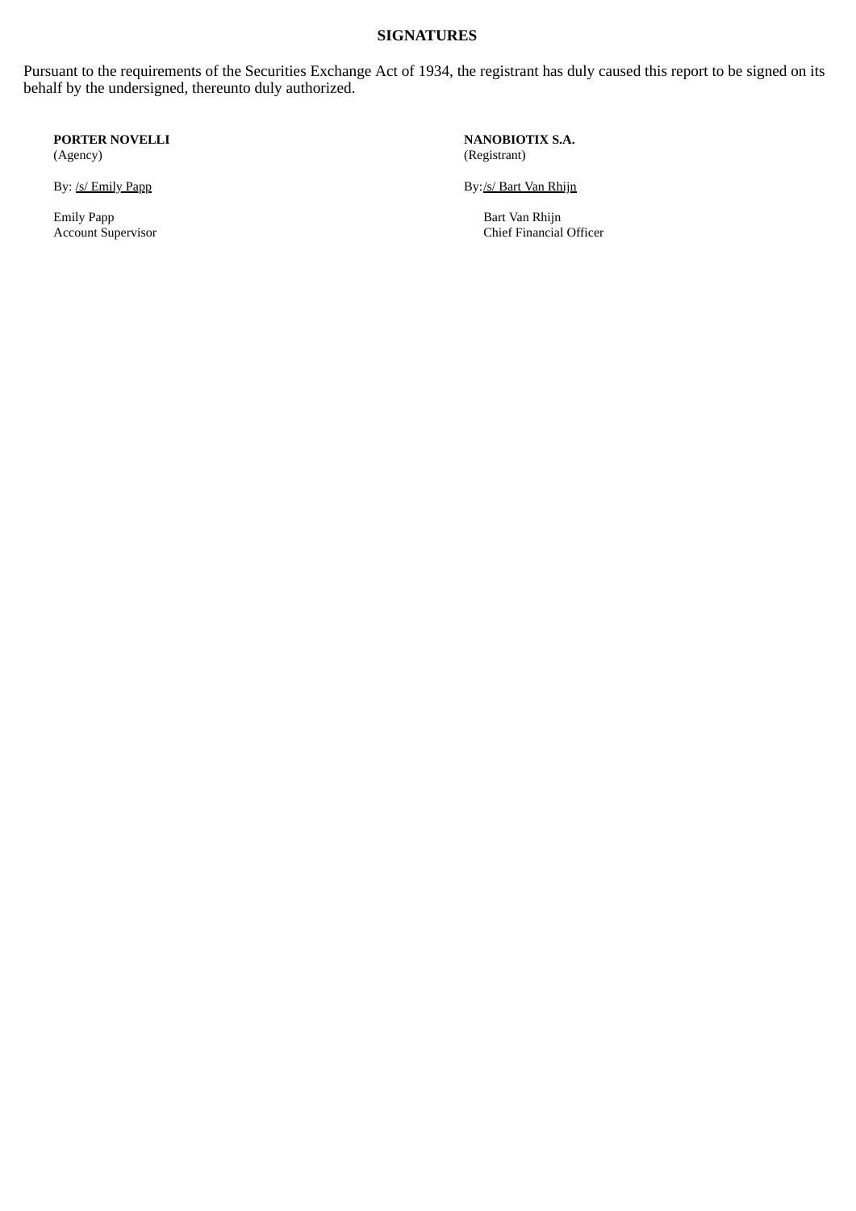## SIGNATURES

Pursuant to the requirements of the Securities Exchange Act of 1934, the registrant has duly caused this report to be signed on its behalf by the undersigned, thereunto duly authorized.

**PORTER NOVELLI**
(Agency)

By: /s/ Emily Papp

Emily Papp
Account Supervisor

**NANOBIOTIX S.A.**
(Registrant)

By: /s/ Bart Van Rhijn

Bart Van Rhijn
Chief Financial Officer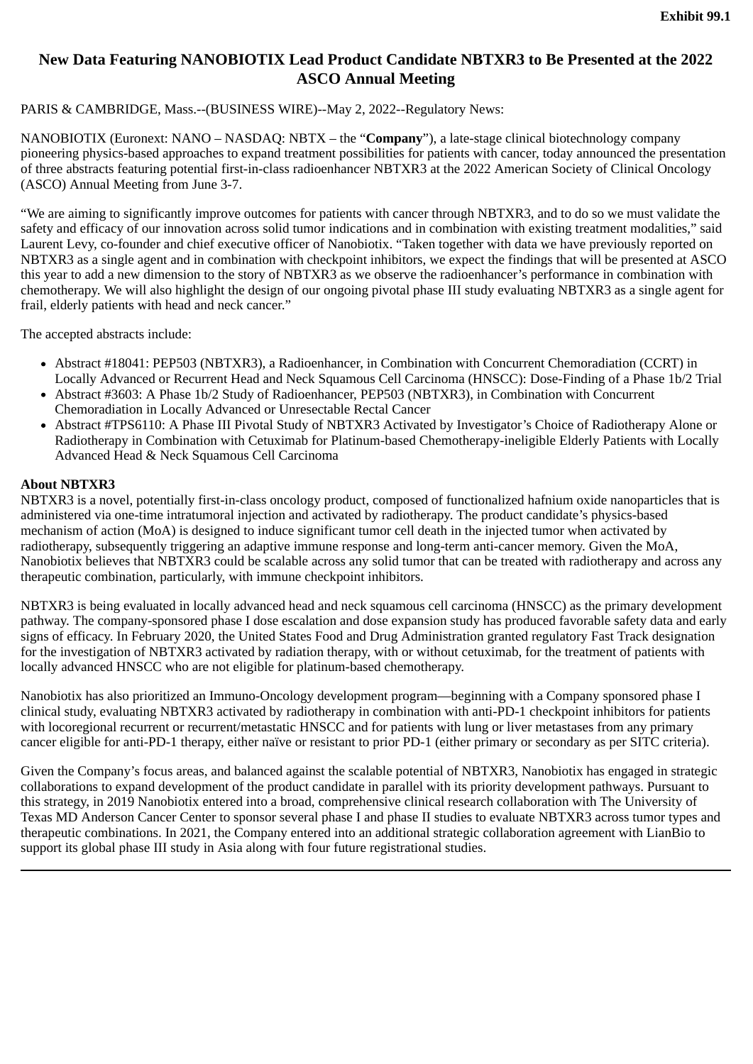**Exhibit 99.1**

# New Data Featuring NANOBIOTIX Lead Product Candidate NBTXR3 to Be Presented at the 2022 ASCO Annual Meeting

PARIS & CAMBRIDGE, Mass.--(BUSINESS WIRE)--May 2, 2022--Regulatory News:

NANOBIOTIX (Euronext: NANO – NASDAQ: NBTX – the "**Company**"), a late-stage clinical biotechnology company pioneering physics-based approaches to expand treatment possibilities for patients with cancer, today announced the presentation of three abstracts featuring potential first-in-class radioenhancer NBTXR3 at the 2022 American Society of Clinical Oncology (ASCO) Annual Meeting from June 3-7.

"We are aiming to significantly improve outcomes for patients with cancer through NBTXR3, and to do so we must validate the safety and efficacy of our innovation across solid tumor indications and in combination with existing treatment modalities," said Laurent Levy, co-founder and chief executive officer of Nanobiotix. "Taken together with data we have previously reported on NBTXR3 as a single agent and in combination with checkpoint inhibitors, we expect the findings that will be presented at ASCO this year to add a new dimension to the story of NBTXR3 as we observe the radioenhancer's performance in combination with chemotherapy. We will also highlight the design of our ongoing pivotal phase III study evaluating NBTXR3 as a single agent for frail, elderly patients with head and neck cancer."

The accepted abstracts include:

- Abstract #18041: PEP503 (NBTXR3), a Radioenhancer, in Combination with Concurrent Chemoradiation (CCRT) in Locally Advanced or Recurrent Head and Neck Squamous Cell Carcinoma (HNSCC): Dose-Finding of a Phase 1b/2 Trial
- Abstract #3603: A Phase 1b/2 Study of Radioenhancer, PEP503 (NBTXR3), in Combination with Concurrent Chemoradiation in Locally Advanced or Unresectable Rectal Cancer
- Abstract #TPS6110: A Phase III Pivotal Study of NBTXR3 Activated by Investigator's Choice of Radiotherapy Alone or Radiotherapy in Combination with Cetuximab for Platinum-based Chemotherapy-ineligible Elderly Patients with Locally Advanced Head & Neck Squamous Cell Carcinoma

**About NBTXR3**

NBTXR3 is a novel, potentially first-in-class oncology product, composed of functionalized hafnium oxide nanoparticles that is administered via one-time intratumoral injection and activated by radiotherapy. The product candidate's physics-based mechanism of action (MoA) is designed to induce significant tumor cell death in the injected tumor when activated by radiotherapy, subsequently triggering an adaptive immune response and long-term anti-cancer memory. Given the MoA, Nanobiotix believes that NBTXR3 could be scalable across any solid tumor that can be treated with radiotherapy and across any therapeutic combination, particularly, with immune checkpoint inhibitors.

NBTXR3 is being evaluated in locally advanced head and neck squamous cell carcinoma (HNSCC) as the primary development pathway. The company-sponsored phase I dose escalation and dose expansion study has produced favorable safety data and early signs of efficacy. In February 2020, the United States Food and Drug Administration granted regulatory Fast Track designation for the investigation of NBTXR3 activated by radiation therapy, with or without cetuximab, for the treatment of patients with locally advanced HNSCC who are not eligible for platinum-based chemotherapy.

Nanobiotix has also prioritized an Immuno-Oncology development program—beginning with a Company sponsored phase I clinical study, evaluating NBTXR3 activated by radiotherapy in combination with anti-PD-1 checkpoint inhibitors for patients with locoregional recurrent or recurrent/metastatic HNSCC and for patients with lung or liver metastases from any primary cancer eligible for anti-PD-1 therapy, either naïve or resistant to prior PD-1 (either primary or secondary as per SITC criteria).

Given the Company's focus areas, and balanced against the scalable potential of NBTXR3, Nanobiotix has engaged in strategic collaborations to expand development of the product candidate in parallel with its priority development pathways. Pursuant to this strategy, in 2019 Nanobiotix entered into a broad, comprehensive clinical research collaboration with The University of Texas MD Anderson Cancer Center to sponsor several phase I and phase II studies to evaluate NBTXR3 across tumor types and therapeutic combinations. In 2021, the Company entered into an additional strategic collaboration agreement with LianBio to support its global phase III study in Asia along with four future registrational studies.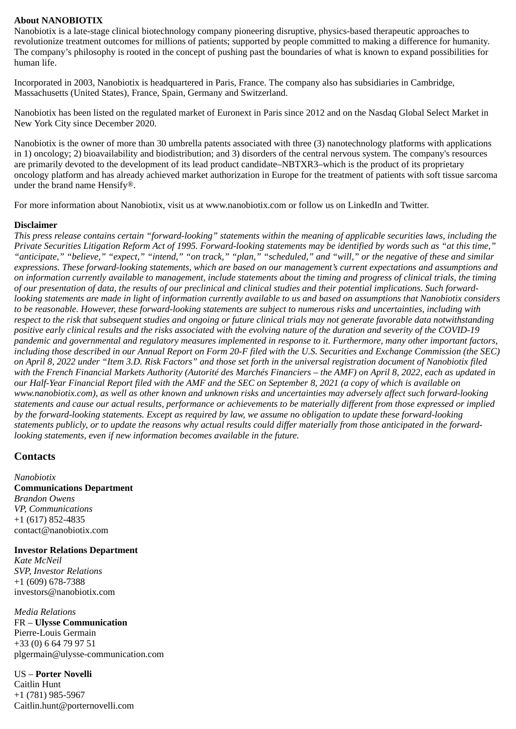**About NANOBIOTIX**

Nanobiotix is a late-stage clinical biotechnology company pioneering disruptive, physics-based therapeutic approaches to revolutionize treatment outcomes for millions of patients; supported by people committed to making a difference for humanity. The company's philosophy is rooted in the concept of pushing past the boundaries of what is known to expand possibilities for human life.

Incorporated in 2003, Nanobiotix is headquartered in Paris, France. The company also has subsidiaries in Cambridge, Massachusetts (United States), France, Spain, Germany and Switzerland.

Nanobiotix has been listed on the regulated market of Euronext in Paris since 2012 and on the Nasdaq Global Select Market in New York City since December 2020.

Nanobiotix is the owner of more than 30 umbrella patents associated with three (3) nanotechnology platforms with applications in 1) oncology; 2) bioavailability and biodistribution; and 3) disorders of the central nervous system. The company's resources are primarily devoted to the development of its lead product candidate–NBTXR3–which is the product of its proprietary oncology platform and has already achieved market authorization in Europe for the treatment of patients with soft tissue sarcoma under the brand name Hensify®.

For more information about Nanobiotix, visit us at www.nanobiotix.com or follow us on LinkedIn and Twitter.

**Disclaimer**

*This press release contains certain "forward-looking" statements within the meaning of applicable securities laws, including the Private Securities Litigation Reform Act of 1995. Forward-looking statements may be identified by words such as "at this time," "anticipate," "believe," "expect," "intend," "on track," "plan," "scheduled," and "will," or the negative of these and similar expressions. These forward-looking statements, which are based on our management's current expectations and assumptions and on information currently available to management, include statements about the timing and progress of clinical trials, the timing of our presentation of data, the results of our preclinical and clinical studies and their potential implications. Such forward-looking statements are made in light of information currently available to us and based on assumptions that Nanobiotix considers to be reasonable. However, these forward-looking statements are subject to numerous risks and uncertainties, including with respect to the risk that subsequent studies and ongoing or future clinical trials may not generate favorable data notwithstanding positive early clinical results and the risks associated with the evolving nature of the duration and severity of the COVID-19 pandemic and governmental and regulatory measures implemented in response to it. Furthermore, many other important factors, including those described in our Annual Report on Form 20-F filed with the U.S. Securities and Exchange Commission (the SEC) on April 8, 2022 under "Item 3.D. Risk Factors" and those set forth in the universal registration document of Nanobiotix filed with the French Financial Markets Authority (Autorité des Marchés Financiers – the AMF) on April 8, 2022, each as updated in our Half-Year Financial Report filed with the AMF and the SEC on September 8, 2021 (a copy of which is available on www.nanobiotix.com), as well as other known and unknown risks and uncertainties may adversely affect such forward-looking statements and cause our actual results, performance or achievements to be materially different from those expressed or implied by the forward-looking statements. Except as required by law, we assume no obligation to update these forward-looking statements publicly, or to update the reasons why actual results could differ materially from those anticipated in the forward-looking statements, even if new information becomes available in the future.*

## Contacts

*Nanobiotix*
**Communications Department**
*Brandon Owens*
*VP, Communications*
+1 (617) 852-4835
contact@nanobiotix.com

**Investor Relations Department**
*Kate McNeil*
*SVP, Investor Relations*
+1 (609) 678-7388
investors@nanobiotix.com

*Media Relations*
FR – **Ulysse Communication**
Pierre-Louis Germain
+33 (0) 6 64 79 97 51
plgermain@ulysse-communication.com

US – **Porter Novelli**
Caitlin Hunt
+1 (781) 985-5967
Caitlin.hunt@porternovelli.com